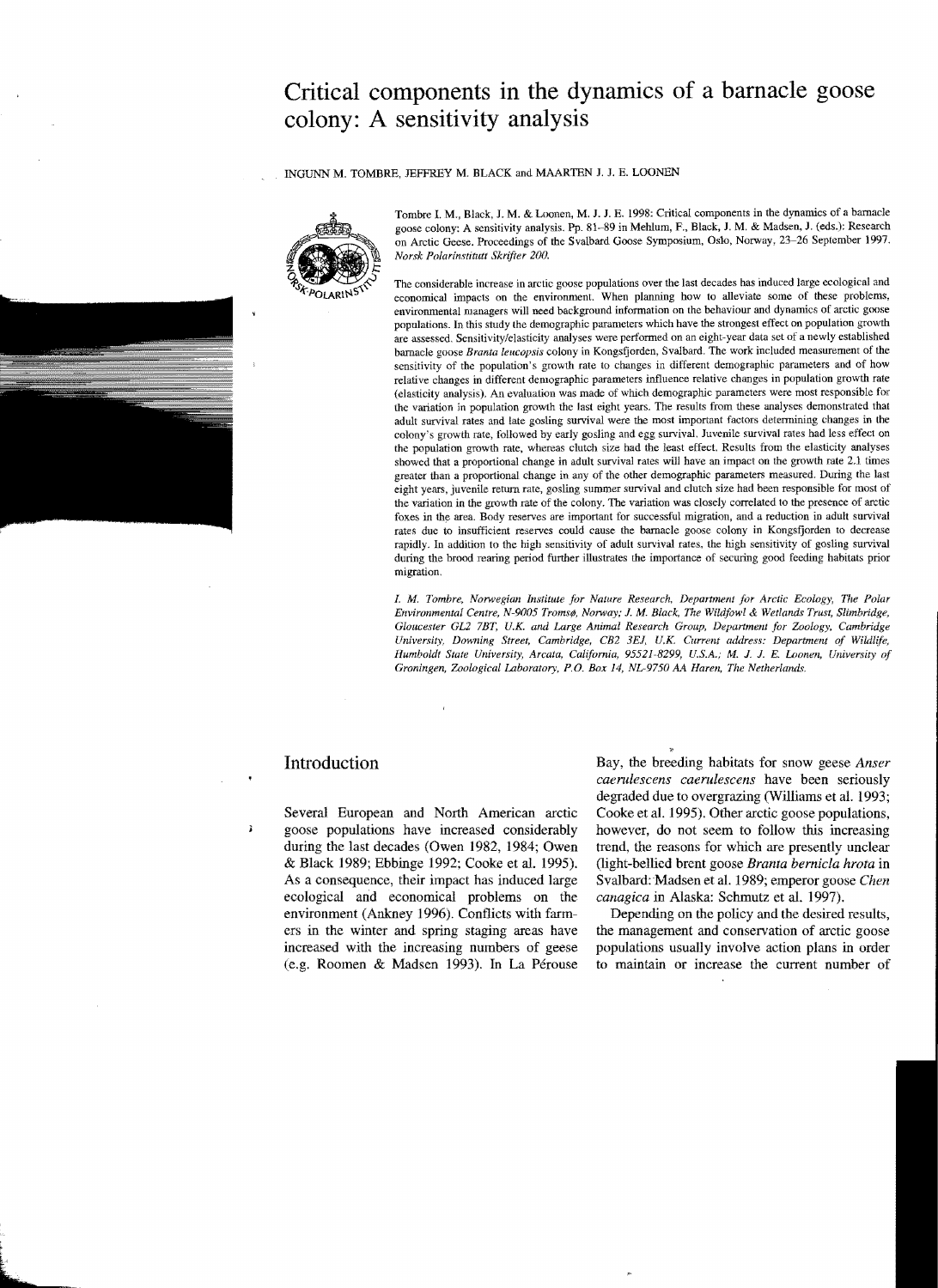# Critical components in the dynamics of a barnacle goose colony: A sensitivity analysis

INGUNN M. TOMBRE, JEFFREY M. BLACK and MAARTEN J. J. E. LOONEN

Tombre I. M., Black, J. M. & Loonen, M. J. J. E. 1998: Critical components in the dynamics of a barnacle goose colony: A sensitivity analysis. Pp. 81–89 in Mehlum, F., Black, J. M. & Madsen, J. (eds.): Research on Arctic Geese. Proceedings of the Svalbard Goose Symposium, Oslo, Norway, 23–26 September 1997. *Norsk Polarinstitutt Skrifter 200.*

The considerable increase in arctic goose populations over the last decades has induced large ecological and economical impacts on the environment. When planning how to alleviate some of these problems, environmental managers will need background information on the behaviour and dynamics of arctic goose populations. In this study the demographic parameters which have the strongest effect on population growth are assessed. Sensitivity/elasticity analyses were performed on an eight-year data set of a newly established barnacle goose *Branta leucopsis* colony in Kongsfjorden, Svalbard. The work included measurement of the sensitivity of the population's growth rate to changes in different demographic parameters and of how relative changes in different demographic parameters influence relative changes in population growth rate (elasticity analysis). An evaluation was made of which demographic parameters were most responsible for the variation in population growth the last eight years. The results from these analyses demonstrated that adult survival rates and late gosling survival were the most important factors determining changes in the colony's growth rate, followed by early gosling and egg survival. Juvenile survival rates had less effect on the population growth rate, whereas clutch size had the least effect. Results from the elasticity analyses showed that a proportional change in adult survival rates will have an impact on the growth rate 2.1 times greater than a proportional change in any of the other demographic parameters measured. During the last eight years, juvenile return rate, gosling summer survival and clutch size had been responsible for most of the variation in the growth rate of the colony. The variation was closely correlated to the presence of arctic foxes in the area. Body reserves are important for successful migration, and a reduction in adult survival rates due to insufficient reserves could cause the barnacle goose colony in Kongsfjorden to decrease rapidly. In addition to the high sensitivity of adult survival rates, the high sensitivity of gosling survival during the brood rearing period further illustrates the importance of securing good feeding habitats prior migration.

*I. M. Tombre, Norwegian Institute for Nature Research, Department for Arctic Ecology, The Polar Environmental Centre, N-9005 Tromsø, Norway; J. M. Black, The Wildfowl & Wetlands Trust, Slimbridge, Gloucester GL2 7BT, U.K. and Large Animal Research Group, Department for Zoology, Cambridge University, Downing Street, Cambridge, CB2 3EJ, U.K. Current address: Department of Wildlife, Humboldt State University, Arcata, California, 95521-8299, U.S.A.; M. J. J. E. Loonen, University of Groningen, Zoological Laboratory, P.O. Box 14, NL-9750 AA Haren, The Netherlands.*

## Introduction

Several European and North American arctic goose populations have increased considerably during the last decades (Owen 1982, 1984; Owen & Black 1989; Ebbinge 1992; Cooke et al. 1995). As a consequence, their impact has induced large ecological and economical problems on the environment (Ankney 1996). Conflicts with farmers in the winter and spring staging areas have increased with the increasing numbers of geese (e.g. Roomen & Madsen 1993). In La Pérouse Bay, the breeding habitats for snow geese *Anser caerulescens caerulescens* have been seriously degraded due to overgrazing (Williams et al. 1993; Cooke et al. 1995). Other arctic goose populations, however, do not seem to follow this increasing trend, the reasons for which are presently unclear (light-bellied brent goose *Branta bernicla hrota* in Svalbard: Madsen et al. 1989; emperor goose *Chen canagica* in Alaska: Schmutz et al. 1997).

Depending on the policy and the desired results, the management and conservation of arctic goose populations usually involve action plans in order to maintain or increase the current number of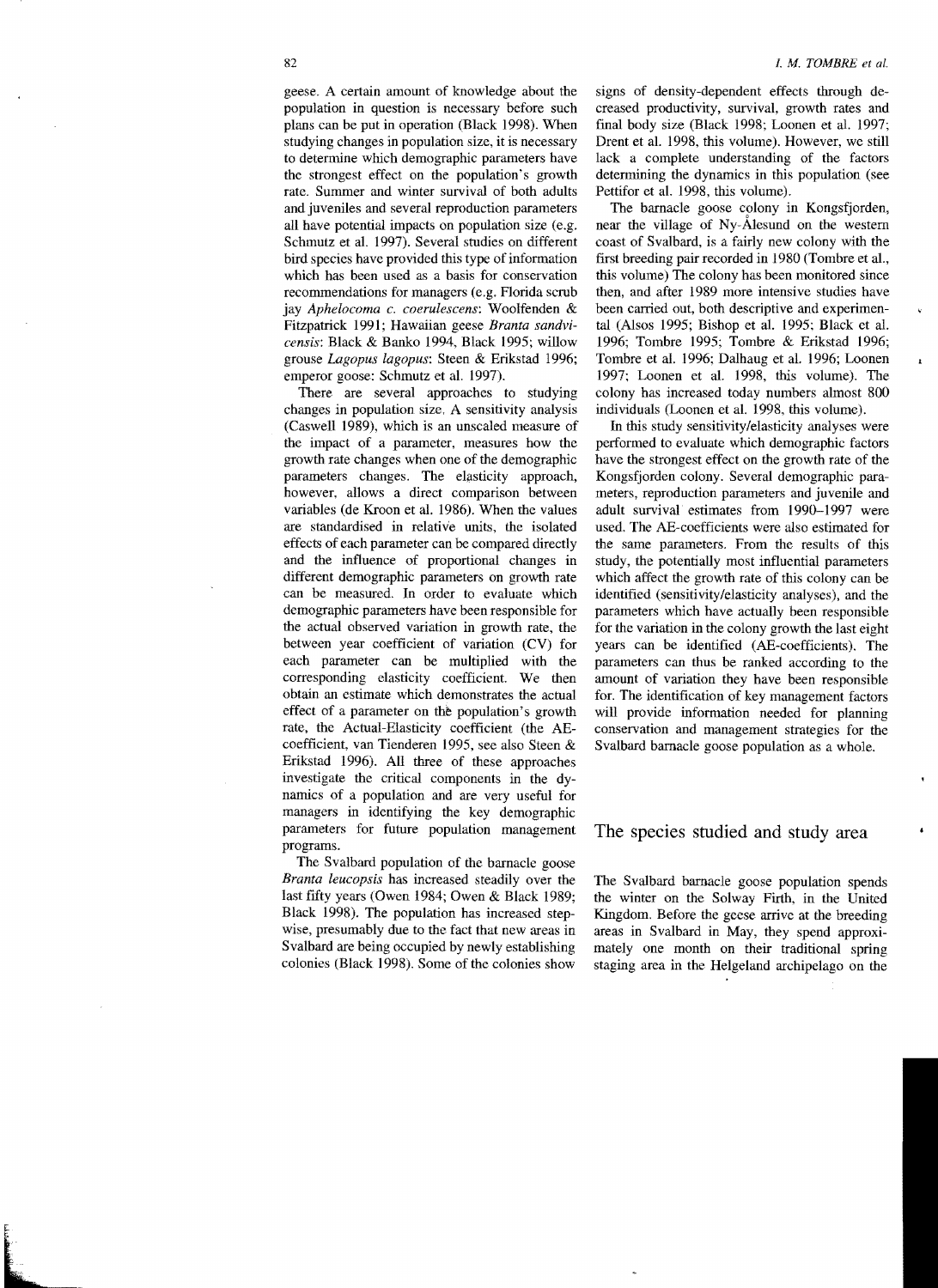geese. A certain amount of knowledge about the population in question is necessary before such plans can be put in operation (Black 1998). When studying changes in population size, it is necessary to determine which demographic parameters have the strongest effect on the population's growth rate. Summer and winter survival of both adults and juveniles and several reproduction parameters all have potential impacts on population size (e.g. Schmutz et al. 1997). Several studies on different bird species have provided this type of information which has been used as a basis for conservation recommendations for managers (e.g. Florida scrub jay *Aphelocoma c. coerulescens*: Woolfenden & Fitzpatrick 1991; Hawaiian geese *Branta sandvicensis*: Black & Banko 1994, Black 1995; willow grouse *Lagopus lagopus*: Steen & Erikstad 1996; emperor goose: Schmutz et al. 1997).

There are several approaches to studying changes in population size. A sensitivity analysis (Caswell 1989), which is an unscaled measure of the impact of a parameter, measures how the growth rate changes when one of the demographic parameters changes. The elasticity approach, however, allows a direct comparison between variables (de Kroon et al. 1986). When the values are standardised in relative units, the isolated effects of each parameter can be compared directly and the influence of proportional changes in different demographic parameters on growth rate can be measured. In order to evaluate which demographic parameters have been responsible for the actual observed variation in growth rate, the between year coefficient of variation (CV) for each parameter can be multiplied with the corresponding elasticity coefficient. We then obtain an estimate which demonstrates the actual effect of a parameter on the population's growth rate, the Actual-Elasticity coefficient (the AE-coefficient, van Tienderen 1995, see also Steen & Erikstad 1996). All three of these approaches investigate the critical components in the dynamics of a population and are very useful for managers in identifying the key demographic parameters for future population management programs.

The Svalbard population of the barnacle goose *Branta leucopsis* has increased steadily over the last fifty years (Owen 1984; Owen & Black 1989; Black 1998). The population has increased stepwise, presumably due to the fact that new areas in Svalbard are being occupied by newly establishing colonies (Black 1998). Some of the colonies show signs of density-dependent effects through decreased productivity, survival, growth rates and final body size (Black 1998; Loonen et al. 1997; Drent et al. 1998, this volume). However, we still lack a complete understanding of the factors determining the dynamics in this population (see Pettifor et al. 1998, this volume).

The barnacle goose colony in Kongsfjorden, near the village of Ny-Ålesund on the western coast of Svalbard, is a fairly new colony with the first breeding pair recorded in 1980 (Tombre et al., this volume) The colony has been monitored since then, and after 1989 more intensive studies have been carried out, both descriptive and experimental (Alsos 1995; Bishop et al. 1995; Black et al. 1996; Tombre 1995; Tombre & Erikstad 1996; Tombre et al. 1996; Dalhaug et al. 1996; Loonen 1997; Loonen et al. 1998, this volume). The colony has increased today numbers almost 800 individuals (Loonen et al. 1998, this volume).

In this study sensitivity/elasticity analyses were performed to evaluate which demographic factors have the strongest effect on the growth rate of the Kongsfjorden colony. Several demographic parameters, reproduction parameters and juvenile and adult survival estimates from 1990–1997 were used. The AE-coefficients were also estimated for the same parameters. From the results of this study, the potentially most influential parameters which affect the growth rate of this colony can be identified (sensitivity/elasticity analyses), and the parameters which have actually been responsible for the variation in the colony growth the last eight years can be identified (AE-coefficients). The parameters can thus be ranked according to the amount of variation they have been responsible for. The identification of key management factors will provide information needed for planning conservation and management strategies for the Svalbard barnacle goose population as a whole.

## The species studied and study area

The Svalbard barnacle goose population spends the winter on the Solway Firth, in the United Kingdom. Before the geese arrive at the breeding areas in Svalbard in May, they spend approximately one month on their traditional spring staging area in the Helgeland archipelago on the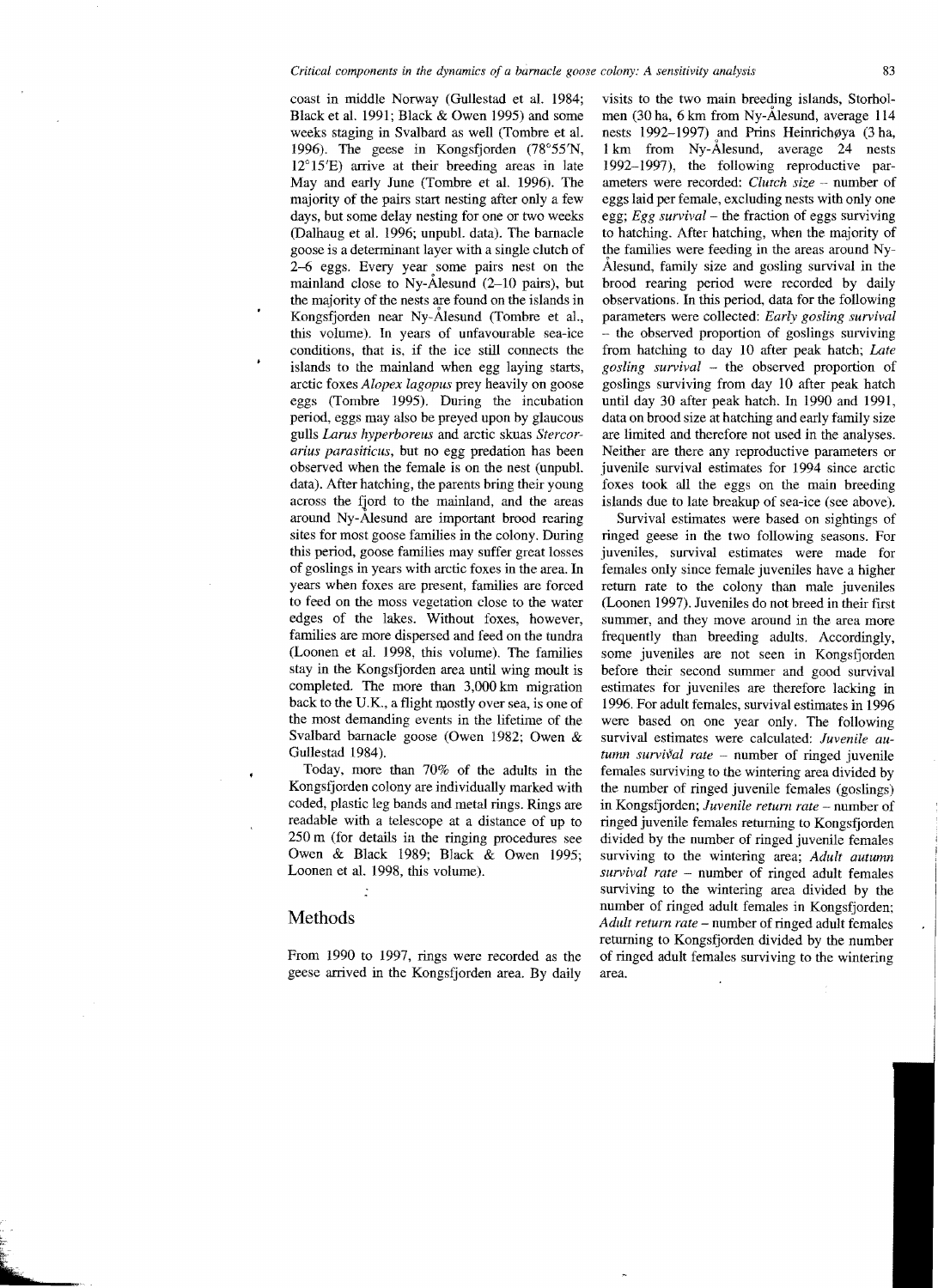coast in middle Norway (Gullestad et al. 1984; Black et al. 1991; Black & Owen 1995) and some weeks staging in Svalbard as well (Tombre et al. 1996). The geese in Kongsfjorden (78°55′N, 12°15′E) arrive at their breeding areas in late May and early June (Tombre et al. 1996). The majority of the pairs start nesting after only a few days, but some delay nesting for one or two weeks (Dalhaug et al. 1996; unpubl. data). The barnacle goose is a determinant layer with a single clutch of 2–6 eggs. Every year some pairs nest on the mainland close to Ny-Ålesund (2–10 pairs), but the majority of the nests are found on the islands in Kongsfjorden near Ny-Ålesund (Tombre et al., this volume). In years of unfavourable sea-ice conditions, that is, if the ice still connects the islands to the mainland when egg laying starts, arctic foxes *Alopex lagopus* prey heavily on goose eggs (Tombre 1995). During the incubation period, eggs may also be preyed upon by glaucous gulls *Larus hyperboreus* and arctic skuas *Stercorarius parasiticus*, but no egg predation has been observed when the female is on the nest (unpubl. data). After hatching, the parents bring their young across the fjord to the mainland, and the areas around Ny-Ålesund are important brood rearing sites for most goose families in the colony. During this period, goose families may suffer great losses of goslings in years with arctic foxes in the area. In years when foxes are present, families are forced to feed on the moss vegetation close to the water edges of the lakes. Without foxes, however, families are more dispersed and feed on the tundra (Loonen et al. 1998, this volume). The families stay in the Kongsfjorden area until wing moult is completed. The more than 3,000 km migration back to the U.K., a flight mostly over sea, is one of the most demanding events in the lifetime of the Svalbard barnacle goose (Owen 1982; Owen & Gullestad 1984).

Today, more than 70% of the adults in the Kongsfjorden colony are individually marked with coded, plastic leg bands and metal rings. Rings are readable with a telescope at a distance of up to 250 m (for details in the ringing procedures see Owen & Black 1989; Black & Owen 1995; Loonen et al. 1998, this volume).

## Methods

From 1990 to 1997, rings were recorded as the geese arrived in the Kongsfjorden area. By daily visits to the two main breeding islands, Storholmen (30 ha, 6 km from Ny-Ålesund, average 114 nests 1992–1997) and Prins Heinrichøya (3 ha, 1 km from Ny-Ålesund, average 24 nests 1992–1997), the following reproductive parameters were recorded: *Clutch size* – number of eggs laid per female, excluding nests with only one egg; *Egg survival* – the fraction of eggs surviving to hatching. After hatching, when the majority of the families were feeding in the areas around Ny-Ålesund, family size and gosling survival in the brood rearing period were recorded by daily observations. In this period, data for the following parameters were collected: *Early gosling survival* – the observed proportion of goslings surviving from hatching to day 10 after peak hatch; *Late gosling survival* – the observed proportion of goslings surviving from day 10 after peak hatch until day 30 after peak hatch. In 1990 and 1991, data on brood size at hatching and early family size are limited and therefore not used in the analyses. Neither are there any reproductive parameters or juvenile survival estimates for 1994 since arctic foxes took all the eggs on the main breeding islands due to late breakup of sea-ice (see above).

Survival estimates were based on sightings of ringed geese in the two following seasons. For juveniles, survival estimates were made for females only since female juveniles have a higher return rate to the colony than male juveniles (Loonen 1997). Juveniles do not breed in their first summer, and they move around in the area more frequently than breeding adults. Accordingly, some juveniles are not seen in Kongsfjorden before their second summer and good survival estimates for juveniles are therefore lacking in 1996. For adult females, survival estimates in 1996 were based on one year only. The following survival estimates were calculated: *Juvenile autumn survival rate* – number of ringed juvenile females surviving to the wintering area divided by the number of ringed juvenile females (goslings) in Kongsfjorden; *Juvenile return rate* – number of ringed juvenile females returning to Kongsfjorden divided by the number of ringed juvenile females surviving to the wintering area; *Adult autumn survival rate* – number of ringed adult females surviving to the wintering area divided by the number of ringed adult females in Kongsfjorden; *Adult return rate* – number of ringed adult females returning to Kongsfjorden divided by the number of ringed adult females surviving to the wintering area.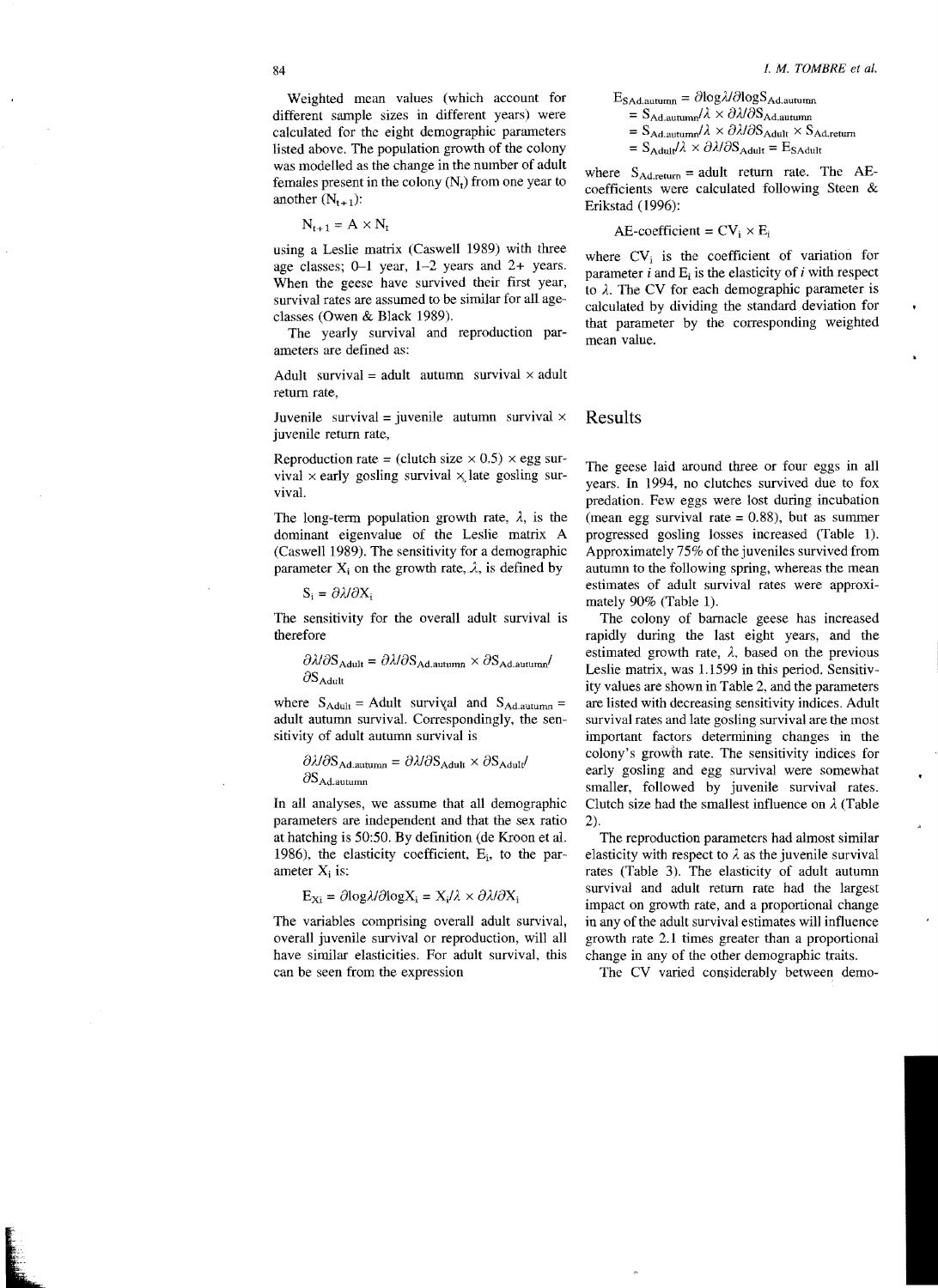Weighted mean values (which account for different sample sizes in different years) were calculated for the eight demographic parameters listed above. The population growth of the colony was modelled as the change in the number of adult females present in the colony ($N_t$) from one year to another ($N_{t+1}$):

$$N_{t+1} = A \times N_t$$

using a Leslie matrix (Caswell 1989) with three age classes; 0–1 year, 1–2 years and 2+ years. When the geese have survived their first year, survival rates are assumed to be similar for all age-classes (Owen & Black 1989).

The yearly survival and reproduction parameters are defined as:

Adult survival = adult autumn survival × adult return rate,

Juvenile survival = juvenile autumn survival × juvenile return rate,

Reproduction rate = (clutch size × 0.5) × egg survival × early gosling survival × late gosling survival.

The long-term population growth rate, $\lambda$, is the dominant eigenvalue of the Leslie matrix A (Caswell 1989). The sensitivity for a demographic parameter $X_i$ on the growth rate, $\lambda$, is defined by

$$S_i = \partial\lambda/\partial X_i$$

The sensitivity for the overall adult survival is therefore

$$\partial\lambda/\partial S_{Adult} = \partial\lambda/\partial S_{Ad.autumn} \times \partial S_{Ad.autumn}/\partial S_{Adult}$$

where $S_{Adult}$ = Adult survival and $S_{Ad.autumn}$ = adult autumn survival. Correspondingly, the sensitivity of adult autumn survival is

$$\partial\lambda/\partial S_{Ad.autumn} = \partial\lambda/\partial S_{Adult} \times \partial S_{Adult}/\partial S_{Ad.autumn}$$

In all analyses, we assume that all demographic parameters are independent and that the sex ratio at hatching is 50:50. By definition (de Kroon et al. 1986), the elasticity coefficient, $E_i$, to the parameter $X_i$ is:

$$E_{Xi} = \partial\log\lambda/\partial\log X_i = X_i/\lambda \times \partial\lambda/\partial X_i$$

The variables comprising overall adult survival, overall juvenile survival or reproduction, will all have similar elasticities. For adult survival, this can be seen from the expression

$$\begin{aligned} E_{SAd.autumn} &= \partial\log\lambda/\partial\log S_{Ad.autumn} \\ &= S_{Ad.autumn}/\lambda \times \partial\lambda/\partial S_{Ad.autumn} \\ &= S_{Ad.autumn}/\lambda \times \partial\lambda/\partial S_{Adult} \times S_{Ad.return} \\ &= S_{Adult}/\lambda \times \partial\lambda/\partial S_{Adult} = E_{SAdult} \end{aligned}$$

where $S_{Ad.return}$ = adult return rate. The AE-coefficients were calculated following Steen & Erikstad (1996):

$$\text{AE-coefficient} = CV_i \times E_i$$

where $CV_i$ is the coefficient of variation for parameter $i$ and $E_i$ is the elasticity of $i$ with respect to $\lambda$. The CV for each demographic parameter is calculated by dividing the standard deviation for that parameter by the corresponding weighted mean value.

## Results

The geese laid around three or four eggs in all years. In 1994, no clutches survived due to fox predation. Few eggs were lost during incubation (mean egg survival rate = 0.88), but as summer progressed gosling losses increased (Table 1). Approximately 75% of the juveniles survived from autumn to the following spring, whereas the mean estimates of adult survival rates were approximately 90% (Table 1).

The colony of barnacle geese has increased rapidly during the last eight years, and the estimated growth rate, $\lambda$, based on the previous Leslie matrix, was 1.1599 in this period. Sensitivity values are shown in Table 2, and the parameters are listed with decreasing sensitivity indices. Adult survival rates and late gosling survival are the most important factors determining changes in the colony's growth rate. The sensitivity indices for early gosling and egg survival were somewhat smaller, followed by juvenile survival rates. Clutch size had the smallest influence on $\lambda$ (Table 2).

The reproduction parameters had almost similar elasticity with respect to $\lambda$ as the juvenile survival rates (Table 3). The elasticity of adult autumn survival and adult return rate had the largest impact on growth rate, and a proportional change in any of the adult survival estimates will influence growth rate 2.1 times greater than a proportional change in any of the other demographic traits.

The CV varied considerably between demo-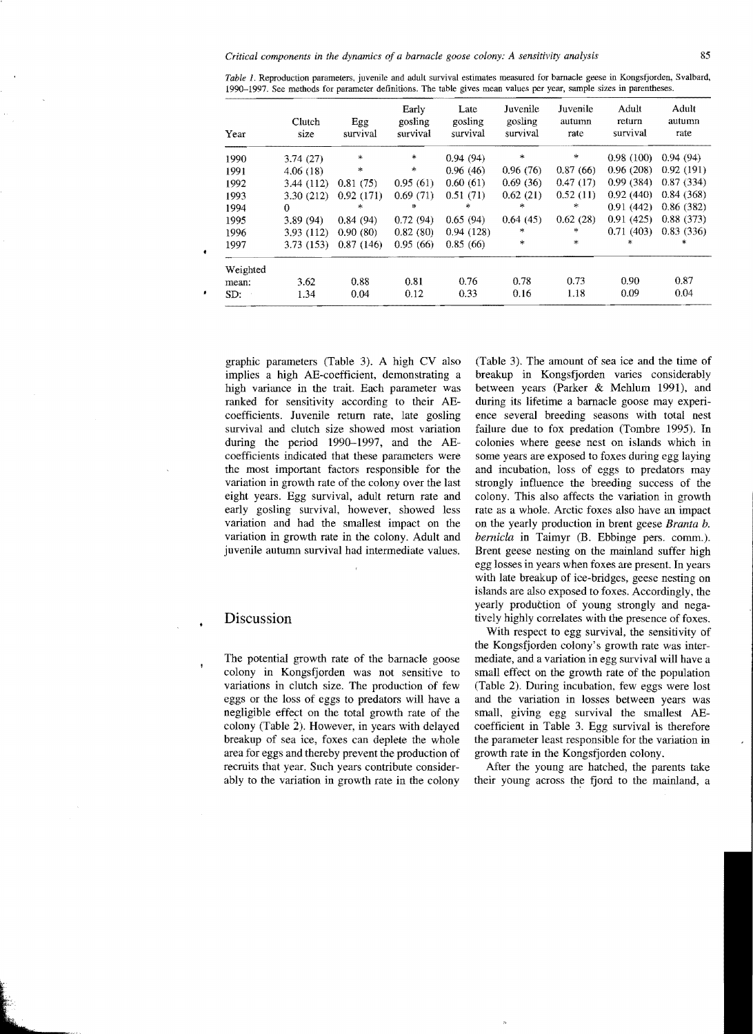*Table 1*. Reproduction parameters, juvenile and adult survival estimates measured for barnacle geese in Kongsfjorden, Svalbard, 1990–1997. See methods for parameter definitions. The table gives mean values per year, sample sizes in parentheses.

| Year | Clutch size | Egg survival | Early gosling survival | Late gosling survival | Juvenile gosling survival | Juvenile autumn rate | Adult return survival | Adult autumn rate |
|---|---|---|---|---|---|---|---|---|
| 1990 | 3.74 (27) | * | * | 0.94 (94) | * | * | 0.98 (100) | 0.94 (94) |
| 1991 | 4.06 (18) | * | * | 0.96 (46) | 0.96 (76) | 0.87 (66) | 0.96 (208) | 0.92 (191) |
| 1992 | 3.44 (112) | 0.81 (75) | 0.95 (61) | 0.60 (61) | 0.69 (36) | 0.47 (17) | 0.99 (384) | 0.87 (334) |
| 1993 | 3.30 (212) | 0.92 (171) | 0.69 (71) | 0.51 (71) | 0.62 (21) | 0.52 (11) | 0.92 (440) | 0.84 (368) |
| 1994 | 0 | * | * | * | * | * | 0.91 (442) | 0.86 (382) |
| 1995 | 3.89 (94) | 0.84 (94) | 0.72 (94) | 0.65 (94) | 0.64 (45) | 0.62 (28) | 0.91 (425) | 0.88 (373) |
| 1996 | 3.93 (112) | 0.90 (80) | 0.82 (80) | 0.94 (128) | * | * | 0.71 (403) | 0.83 (336) |
| 1997 | 3.73 (153) | 0.87 (146) | 0.95 (66) | 0.85 (66) | * | * | * | * |
| Weighted mean: | 3.62 | 0.88 | 0.81 | 0.76 | 0.78 | 0.73 | 0.90 | 0.87 |
| SD: | 1.34 | 0.04 | 0.12 | 0.33 | 0.16 | 1.18 | 0.09 | 0.04 |

graphic parameters (Table 3). A high CV also implies a high AE-coefficient, demonstrating a high variance in the trait. Each parameter was ranked for sensitivity according to their AE-coefficients. Juvenile return rate, late gosling survival and clutch size showed most variation during the period 1990–1997, and the AE-coefficients indicated that these parameters were the most important factors responsible for the variation in growth rate of the colony over the last eight years. Egg survival, adult return rate and early gosling survival, however, showed less variation and had the smallest impact on the variation in growth rate in the colony. Adult and juvenile autumn survival had intermediate values.

## Discussion

The potential growth rate of the barnacle goose colony in Kongsfjorden was not sensitive to variations in clutch size. The production of few eggs or the loss of eggs to predators will have a negligible effect on the total growth rate of the colony (Table 2). However, in years with delayed breakup of sea ice, foxes can deplete the whole area for eggs and thereby prevent the production of recruits that year. Such years contribute considerably to the variation in growth rate in the colony (Table 3). The amount of sea ice and the time of breakup in Kongsfjorden varies considerably between years (Parker & Mehlum 1991), and during its lifetime a barnacle goose may experience several breeding seasons with total nest failure due to fox predation (Tombre 1995). In colonies where geese nest on islands which in some years are exposed to foxes during egg laying and incubation, loss of eggs to predators may strongly influence the breeding success of the colony. This also affects the variation in growth rate as a whole. Arctic foxes also have an impact on the yearly production in brent geese *Branta b. bernicla* in Taimyr (B. Ebbinge pers. comm.). Brent geese nesting on the mainland suffer high egg losses in years when foxes are present. In years with late breakup of ice-bridges, geese nesting on islands are also exposed to foxes. Accordingly, the yearly production of young strongly and negatively highly correlates with the presence of foxes.

With respect to egg survival, the sensitivity of the Kongsfjorden colony's growth rate was intermediate, and a variation in egg survival will have a small effect on the growth rate of the population (Table 2). During incubation, few eggs were lost and the variation in losses between years was small, giving egg survival the smallest AE-coefficient in Table 3. Egg survival is therefore the parameter least responsible for the variation in growth rate in the Kongsfjorden colony.

After the young are hatched, the parents take their young across the fjord to the mainland, a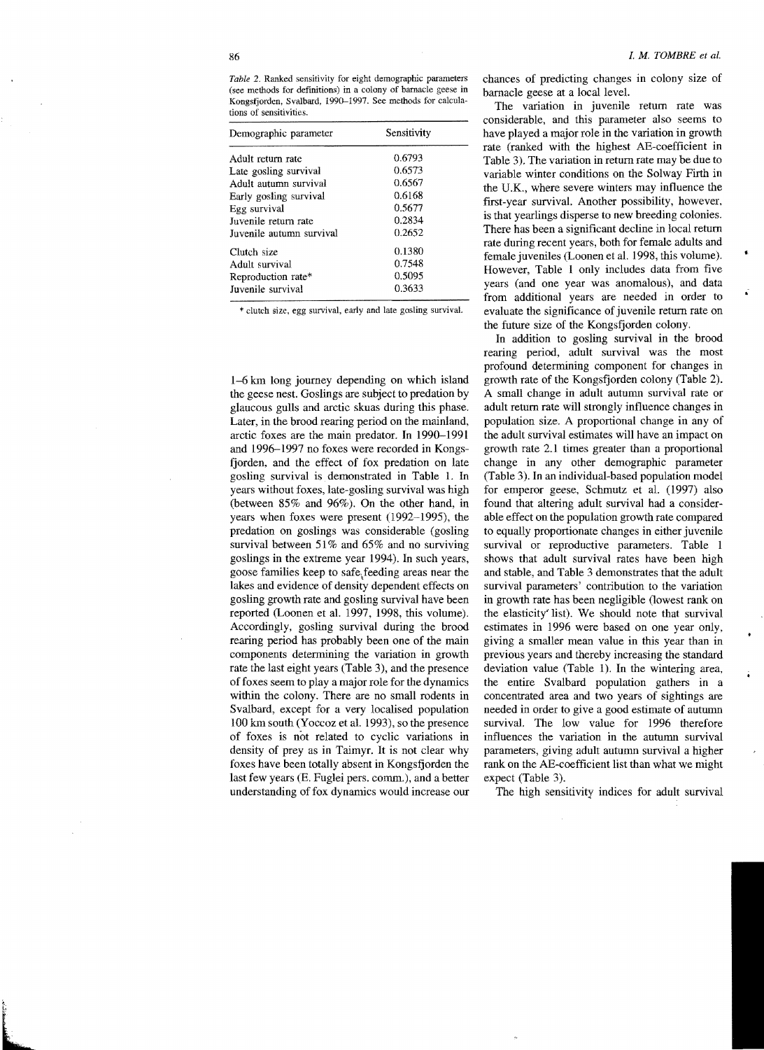*Table 2.* Ranked sensitivity for eight demographic parameters (see methods for definitions) in a colony of barnacle geese in Kongsfjorden, Svalbard, 1990–1997. See methods for calculations of sensitivities.

| Demographic parameter | Sensitivity |
|---|---|
| Adult return rate | 0.6793 |
| Late gosling survival | 0.6573 |
| Adult autumn survival | 0.6567 |
| Early gosling survival | 0.6168 |
| Egg survival | 0.5677 |
| Juvenile return rate | 0.2834 |
| Juvenile autumn survival | 0.2652 |
| Clutch size | 0.1380 |
| Adult survival | 0.7548 |
| Reproduction rate* | 0.5095 |
| Juvenile survival | 0.3633 |

* clutch size, egg survival, early and late gosling survival.

1–6 km long journey depending on which island the geese nest. Goslings are subject to predation by glaucous gulls and arctic skuas during this phase. Later, in the brood rearing period on the mainland, arctic foxes are the main predator. In 1990–1991 and 1996–1997 no foxes were recorded in Kongsfjorden, and the effect of fox predation on late gosling survival is demonstrated in Table 1. In years without foxes, late-gosling survival was high (between 85% and 96%). On the other hand, in years when foxes were present (1992–1995), the predation on goslings was considerable (gosling survival between 51% and 65% and no surviving goslings in the extreme year 1994). In such years, goose families keep to safe feeding areas near the lakes and evidence of density dependent effects on gosling growth rate and gosling survival have been reported (Loonen et al. 1997, 1998, this volume). Accordingly, gosling survival during the brood rearing period has probably been one of the main components determining the variation in growth rate the last eight years (Table 3), and the presence of foxes seem to play a major role for the dynamics within the colony. There are no small rodents in Svalbard, except for a very localised population 100 km south (Yoccoz et al. 1993), so the presence of foxes is not related to cyclic variations in density of prey as in Taimyr. It is not clear why foxes have been totally absent in Kongsfjorden the last few years (E. Fuglei pers. comm.), and a better understanding of fox dynamics would increase our chances of predicting changes in colony size of barnacle geese at a local level.

The variation in juvenile return rate was considerable, and this parameter also seems to have played a major role in the variation in growth rate (ranked with the highest AE-coefficient in Table 3). The variation in return rate may be due to variable winter conditions on the Solway Firth in the U.K., where severe winters may influence the first-year survival. Another possibility, however, is that yearlings disperse to new breeding colonies. There has been a significant decline in local return rate during recent years, both for female adults and female juveniles (Loonen et al. 1998, this volume). However, Table 1 only includes data from five years (and one year was anomalous), and data from additional years are needed in order to evaluate the significance of juvenile return rate on the future size of the Kongsfjorden colony.

In addition to gosling survival in the brood rearing period, adult survival was the most profound determining component for changes in growth rate of the Kongsfjorden colony (Table 2). A small change in adult autumn survival rate or adult return rate will strongly influence changes in population size. A proportional change in any of the adult survival estimates will have an impact on growth rate 2.1 times greater than a proportional change in any other demographic parameter (Table 3). In an individual-based population model for emperor geese, Schmutz et al. (1997) also found that altering adult survival had a considerable effect on the population growth rate compared to equally proportionate changes in either juvenile survival or reproductive parameters. Table 1 shows that adult survival rates have been high and stable, and Table 3 demonstrates that the adult survival parameters' contribution to the variation in growth rate has been negligible (lowest rank on the elasticity list). We should note that survival estimates in 1996 were based on one year only, giving a smaller mean value in this year than in previous years and thereby increasing the standard deviation value (Table 1). In the wintering area, the entire Svalbard population gathers in a concentrated area and two years of sightings are needed in order to give a good estimate of autumn survival. The low value for 1996 therefore influences the variation in the autumn survival parameters, giving adult autumn survival a higher rank on the AE-coefficient list than what we might expect (Table 3).

The high sensitivity indices for adult survival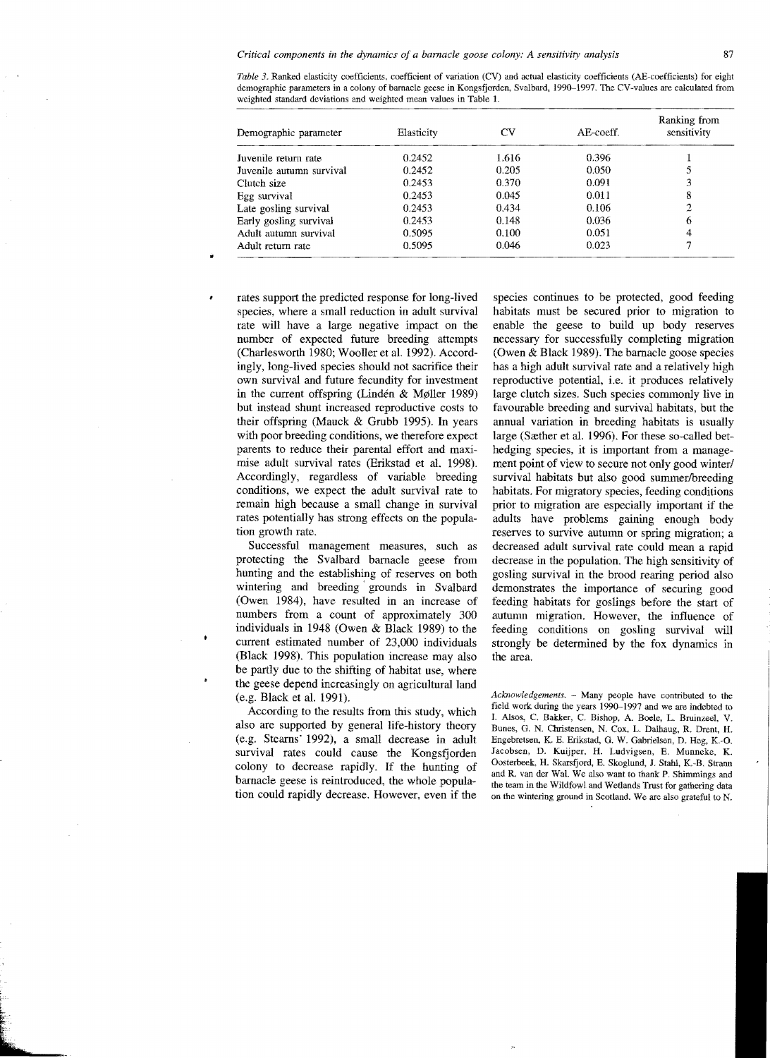*Table 3*. Ranked elasticity coefficients, coefficient of variation (CV) and actual elasticity coefficients (AE-coefficients) for eight demographic parameters in a colony of barnacle geese in Kongsfjorden, Svalbard, 1990–1997. The CV-values are calculated from weighted standard deviations and weighted mean values in Table 1.

| Demographic parameter | Elasticity | CV | AE-coeff. | Ranking from sensitivity |
|---|---|---|---|---|
| Juvenile return rate | 0.2452 | 1.616 | 0.396 | 1 |
| Juvenile autumn survival | 0.2452 | 0.205 | 0.050 | 5 |
| Clutch size | 0.2453 | 0.370 | 0.091 | 3 |
| Egg survival | 0.2453 | 0.045 | 0.011 | 8 |
| Late gosling survival | 0.2453 | 0.434 | 0.106 | 2 |
| Early gosling survival | 0.2453 | 0.148 | 0.036 | 6 |
| Adult autumn survival | 0.5095 | 0.100 | 0.051 | 4 |
| Adult return rate | 0.5095 | 0.046 | 0.023 | 7 |

rates support the predicted response for long-lived species, where a small reduction in adult survival rate will have a large negative impact on the number of expected future breeding attempts (Charlesworth 1980; Wooller et al. 1992). Accordingly, long-lived species should not sacrifice their own survival and future fecundity for investment in the current offspring (Lindén & Møller 1989) but instead shunt increased reproductive costs to their offspring (Mauck & Grubb 1995). In years with poor breeding conditions, we therefore expect parents to reduce their parental effort and maximise adult survival rates (Erikstad et al. 1998). Accordingly, regardless of variable breeding conditions, we expect the adult survival rate to remain high because a small change in survival rates potentially has strong effects on the population growth rate.

Successful management measures, such as protecting the Svalbard barnacle geese from hunting and the establishing of reserves on both wintering and breeding grounds in Svalbard (Owen 1984), have resulted in an increase of numbers from a count of approximately 300 individuals in 1948 (Owen & Black 1989) to the current estimated number of 23,000 individuals (Black 1998). This population increase may also be partly due to the shifting of habitat use, where the geese depend increasingly on agricultural land (e.g. Black et al. 1991).

According to the results from this study, which also are supported by general life-history theory (e.g. Stearns' 1992), a small decrease in adult survival rates could cause the Kongsfjorden colony to decrease rapidly. If the hunting of barnacle geese is reintroduced, the whole population could rapidly decrease. However, even if the species continues to be protected, good feeding habitats must be secured prior to migration to enable the geese to build up body reserves necessary for successfully completing migration (Owen & Black 1989). The barnacle goose species has a high adult survival rate and a relatively high reproductive potential, i.e. it produces relatively large clutch sizes. Such species commonly live in favourable breeding and survival habitats, but the annual variation in breeding habitats is usually large (Sæther et al. 1996). For these so-called bet-hedging species, it is important from a management point of view to secure not only good winter/survival habitats but also good summer/breeding habitats. For migratory species, feeding conditions prior to migration are especially important if the adults have problems gaining enough body reserves to survive autumn or spring migration; a decreased adult survival rate could mean a rapid decrease in the population. The high sensitivity of gosling survival in the brood rearing period also demonstrates the importance of securing good feeding habitats for goslings before the start of autumn migration. However, the influence of feeding conditions on gosling survival will strongly be determined by the fox dynamics in the area.

*Acknowledgements*. – Many people have contributed to the field work during the years 1990–1997 and we are indebted to I. Alsos, C. Bakker, C. Bishop, A. Boele, L. Bruinzeel, V. Bunes, G. N. Christensen, N. Cox, L. Dalhaug, R. Drent, H. Engebretsen, K. E. Erikstad, G. W. Gabrielsen, D. Heg, K.-O. Jacobsen, D. Kuijper, H. Ludvigsen, E. Munneke, K. Oosterbeek, H. Skarsfjord, E. Skoglund, J. Stahl, K.-B. Strann and R. van der Wal. We also want to thank P. Shimmings and the team in the Wildfowl and Wetlands Trust for gathering data on the wintering ground in Scotland. We are also grateful to N.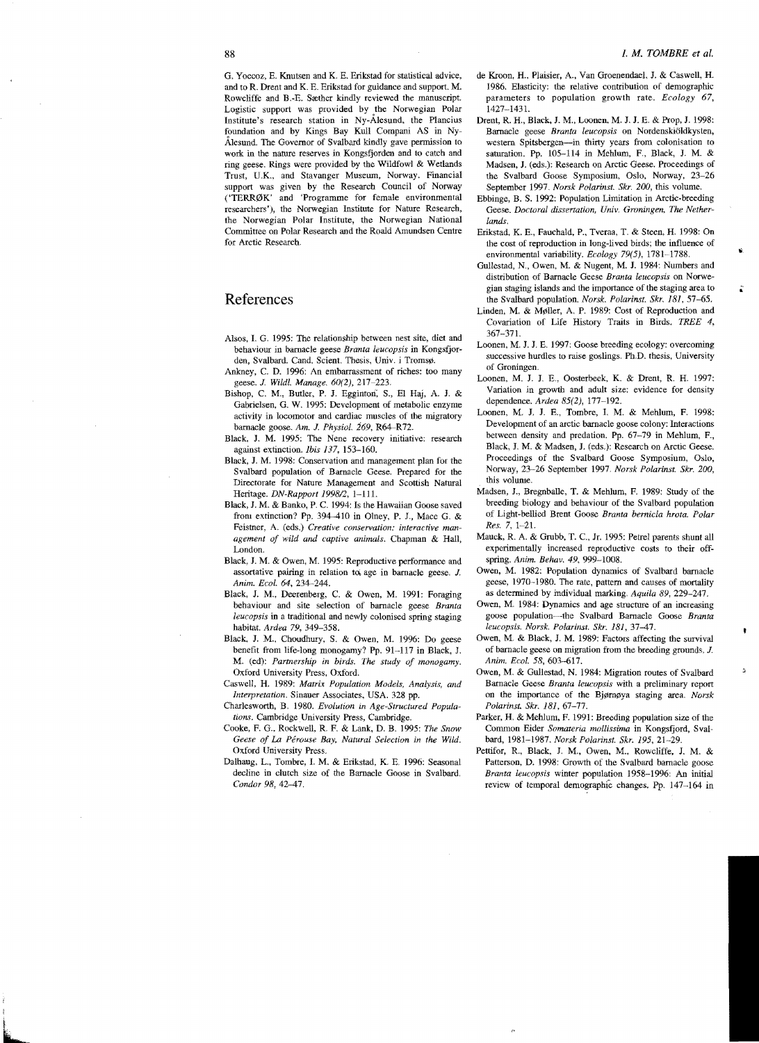G. Yoccoz, E. Knutsen and K. E. Erikstad for statistical advice, and to R. Drent and K. E. Erikstad for guidance and support. M. Rowcliffe and B.-E. Sæther kindly reviewed the manuscript. Logistic support was provided by the Norwegian Polar Institute's research station in Ny-Ålesund, the Plancius foundation and by Kings Bay Kull Compani AS in Ny-Ålesund. The Governor of Svalbard kindly gave permission to work in the nature reserves in Kongsfjorden and to catch and ring geese. Rings were provided by the Wildfowl & Wetlands Trust, U.K., and Stavanger Museum, Norway. Financial support was given by the Research Council of Norway ('TERRØK' and 'Programme for female environmental researchers'), the Norwegian Institute for Nature Research, the Norwegian Polar Institute, the Norwegian National Committee on Polar Research and the Roald Amundsen Centre for Arctic Research.

## References

Alsos, I. G. 1995: The relationship between nest site, diet and behaviour in barnacle geese *Branta leucopsis* in Kongsfjorden, Svalbard. Cand. Scient. Thesis, Univ. i Tromsø.

Ankney, C. D. 1996: An embarrassment of riches: too many geese. *J. Wildl. Manage. 60(2)*, 217–223.

Bishop, C. M., Butler, P. J. Egginton, S., El Haj, A. J. & Gabrielsen, G. W. 1995: Development of metabolic enzyme activity in locomotor and cardiac muscles of the migratory barnacle goose. *Am. J. Physiol. 269*, R64–R72.

Black, J. M. 1995: The Nene recovery initiative: research against extinction. *Ibis 137*, 153–160.

Black, J. M. 1998: Conservation and management plan for the Svalbard population of Barnacle Geese. Prepared for the Directorate for Nature Management and Scottish Natural Heritage. *DN-Rapport 1998/2*, 1–111.

Black, J. M. & Banko, P. C. 1994: Is the Hawaiian Goose saved from extinction? Pp. 394–410 in Olney, P. J., Mace G. & Feistner, A. (eds.) *Creative conservation: interactive management of wild and captive animals*. Chapman & Hall, London.

Black, J. M. & Owen, M. 1995: Reproductive performance and assortative pairing in relation to age in barnacle geese. *J. Anim. Ecol. 64*, 234–244.

Black, J. M., Deerenberg, C. & Owen, M. 1991: Foraging behaviour and site selection of barnacle geese *Branta leucopsis* in a traditional and newly colonised spring staging habitat. *Ardea 79*, 349–358.

Black, J. M., Choudhury, S. & Owen, M. 1996: Do geese benefit from life-long monogamy? Pp. 91–117 in Black, J. M. (ed): *Partnership in birds. The study of monogamy*. Oxford University Press, Oxford.

Caswell, H. 1989: *Matrix Population Models, Analysis, and Interpretation*. Sinauer Associates, USA. 328 pp.

Charlesworth, B. 1980. *Evolution in Age-Structured Populations*. Cambridge University Press, Cambridge.

Cooke, F. G., Rockwell, R. F. & Lank, D. B. 1995: *The Snow Geese of La Pérouse Bay, Natural Selection in the Wild*. Oxford University Press.

Dalhaug, L., Tombre, I. M. & Erikstad, K. E. 1996: Seasonal decline in clutch size of the Barnacle Goose in Svalbard. *Condor 98*, 42–47.

de Kroon, H., Plaisier, A., Van Groenendael, J. & Caswell, H. 1986. Elasticity: the relative contribution of demographic parameters to population growth rate. *Ecology 67*, 1427–1431.

Drent, R. H., Black, J. M., Loonen, M. J. J. E. & Prop, J. 1998: Barnacle geese *Branta leucopsis* on Nordenskiöldkysten, western Spitsbergen—in thirty years from colonisation to saturation. Pp. 105–114 in Mehlum, F., Black, J. M. & Madsen, J. (eds.): Research on Arctic Geese. Proceedings of the Svalbard Goose Symposium, Oslo, Norway, 23–26 September 1997. *Norsk Polarinst. Skr. 200*, this volume.

Ebbinge, B. S. 1992: Population Limitation in Arctic-breeding Geese. *Doctoral dissertation, Univ. Groningen, The Netherlands*.

Erikstad, K. E., Fauchald, P., Tveraa, T. & Steen, H. 1998: On the cost of reproduction in long-lived birds; the influence of environmental variability. *Ecology 79(5)*, 1781–1788.

Gullestad, N., Owen, M. & Nugent, M. J. 1984: Numbers and distribution of Barnacle Geese *Branta leucopsis* on Norwegian staging islands and the importance of the staging area to the Svalbard population. *Norsk. Polarinst. Skr. 181*, 57–65.

Linden, M. & Møller, A. P. 1989: Cost of Reproduction and Covariation of Life History Traits in Birds. *TREE 4*, 367–371.

Loonen, M. J. J. E. 1997: Goose breeding ecology: overcoming successive hurdles to raise goslings. Ph.D. thesis, University of Groningen.

Loonen, M. J. J. E., Oosterbeek, K. & Drent, R. H. 1997: Variation in growth and adult size: evidence for density dependence. *Ardea 85(2)*, 177–192.

Loonen, M. J. J. E., Tombre, I. M. & Mehlum, F. 1998: Development of an arctic barnacle goose colony: Interactions between density and predation. Pp. 67–79 in Mehlum, F., Black, J. M. & Madsen, J. (eds.): Research on Arctic Geese. Proceedings of the Svalbard Goose Symposium, Oslo, Norway, 23–26 September 1997. *Norsk Polarinst. Skr. 200*, this volume.

Madsen, J., Bregnballe, T. & Mehlum, F. 1989: Study of the breeding biology and behaviour of the Svalbard population of Light-bellied Brent Goose *Branta bernicla hrota*. *Polar Res. 7*, 1–21.

Mauck, R. A. & Grubb, T. C., Jr. 1995: Petrel parents shunt all experimentally increased reproductive costs to their offspring. *Anim. Behav. 49*, 999–1008.

Owen, M. 1982: Population dynamics of Svalbard barnacle geese, 1970–1980. The rate, pattern and causes of mortality as determined by individual marking. *Aquila 89*, 229–247.

Owen, M. 1984: Dynamics and age structure of an increasing goose population—the Svalbard Barnacle Goose *Branta leucopsis*. *Norsk. Polarinst. Skr. 181*, 37–47.

Owen, M. & Black, J. M. 1989: Factors affecting the survival of barnacle geese on migration from the breeding grounds. *J. Anim. Ecol. 58*, 603–617.

Owen, M. & Gullestad, N. 1984: Migration routes of Svalbard Barnacle Geese *Branta leucopsis* with a preliminary report on the importance of the Bjørnøya staging area. *Norsk Polarinst. Skr. 181*, 67–77.

Parker, H. & Mehlum, F. 1991: Breeding population size of the Common Eider *Somateria mollissima* in Kongsfjord, Svalbard, 1981–1987. *Norsk Polarinst. Skr. 195*, 21–29.

Pettifor, R., Black, J. M., Owen, M., Rowcliffe, J. M. & Patterson, D. 1998: Growth of the Svalbard barnacle goose *Branta leucopsis* winter population 1958–1996: An initial review of temporal demographic changes. Pp. 147–164 in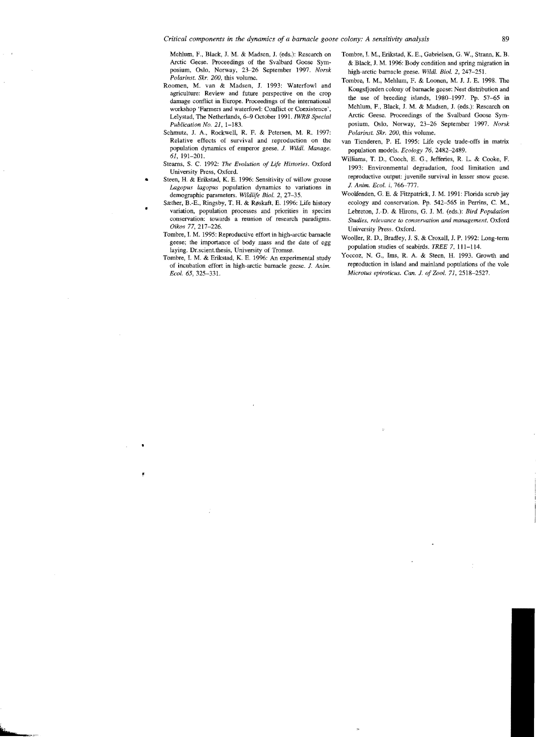Mehlum, F., Black, J. M. & Madsen, J. (eds.): Research on Arctic Geese. Proceedings of the Svalbard Goose Symposium, Oslo, Norway, 23–26 September 1997. *Norsk Polarinst. Skr. 200,* this volume.

Roomen, M. van & Madsen, J. 1993: Waterfowl and agriculture: Review and future perspective on the crop damage conflict in Europe. Proceedings of the international workshop 'Farmers and waterfowl: Conflict or Coexistence', Lelystad, The Netherlands, 6–9 October 1991. *IWRB Special Publication No. 21,* 1–183.

Schmutz, J. A., Rockwell, R. F. & Petersen, M. R. 1997: Relative effects of survival and reproduction on the population dynamics of emperor geese. *J. Wildl. Manage. 61,* 191–201.

Stearns, S. C. 1992: *The Evolution of Life Histories.* Oxford University Press, Oxford.

Steen, H. & Erikstad, K. E. 1996: Sensitivity of willow grouse *Lagopus lagopus* population dynamics to variations in demographic parameters. *Wildlife Biol. 2,* 27–35.

Sæther, B.-E., Ringsby, T. H. & Røskaft, E. 1996: Life history variation, population processes and priorities in species conservation: towards a reunion of research paradigms. *Oikos 77,* 217–226.

Tombre, I. M. 1995: Reproductive effort in high-arctic barnacle geese; the importance of body mass and the date of egg laying. Dr.scient.thesis, University of Tromsø.

Tombre, I. M. & Erikstad, K. E. 1996: An experimental study of incubation effort in high-arctic barnacle geese. *J. Anim. Ecol. 65,* 325–331.

Tombre, I. M., Erikstad, K. E., Gabrielsen, G. W., Strann, K. B. & Black, J. M. 1996: Body condition and spring migration in high-arctic barnacle geese. *Wildl. Biol. 2,* 247–251.

Tombre, I. M., Mehlum, F. & Loonen, M. J. J. E. 1998. The Kongsfjorden colony of barnacle geese: Nest distribution and the use of breeding islands, 1980–1997. Pp. 57–65 in Mehlum, F., Black, J. M. & Madsen, J. (eds.): Research on Arctic Geese. Proceedings of the Svalbard Goose Symposium, Oslo, Norway, 23–26 September 1997. *Norsk Polarinst. Skr. 200,* this volume.

van Tienderen, P. H. 1995: Life cycle trade-offs in matrix population models. *Ecology 76,* 2482–2489.

Williams, T. D., Cooch, E. G., Jefferies, R. L. & Cooke, F. 1993: Environmental degradation, food limitation and reproductive output: juvenile survival in lesser snow geese. *J. Anim. Ecol. i,* 766–777.

Woolfenden, G. E. & Fitzpatrick, J. M. 1991: Florida scrub jay ecology and conservation. Pp. 542–565 in Perrins, C. M., Lebreton, J.-D. & Hirons, G. J. M. (eds.): *Bird Population Studies, relevance to conservation and management.* Oxford University Press. Oxford.

Wooller, R. D., Bradley, J. S. & Croxall, J. P. 1992: Long-term population studies of seabirds. *TREE 7,* 111–114.

Yoccoz, N. G., Ims, R. A. & Steen, H. 1993. Growth and reproduction in island and mainland populations of the vole *Microtus epiroticus. Can. J. of Zool. 71,* 2518–2527.